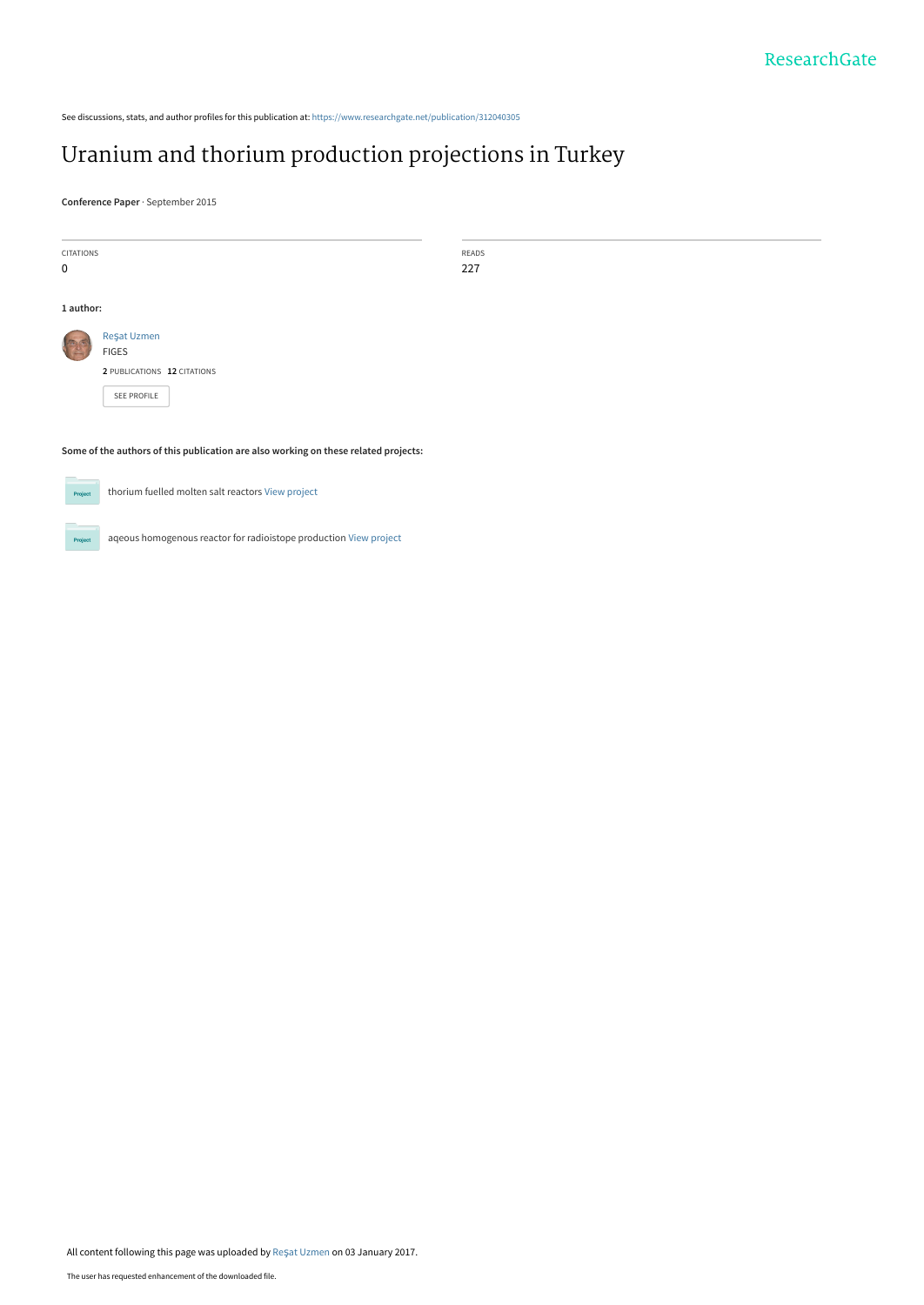See discussions, stats, and author profiles for this publication at: https://www.researchgate.net/publication/312040305

# Uranium and thorium production projections in Turkey

**Conference Paper** · September 2015

CITATIONS
0

READS
227

**1 author:**

Reşat Uzmen
FIGES
**2** PUBLICATIONS **12** CITATIONS

SEE PROFILE

**Some of the authors of this publication are also working on these related projects:**

thorium fuelled molten salt reactors View project

aqeous homogenous reactor for radioistope production View project

All content following this page was uploaded by Reşat Uzmen on 03 January 2017.

The user has requested enhancement of the downloaded file.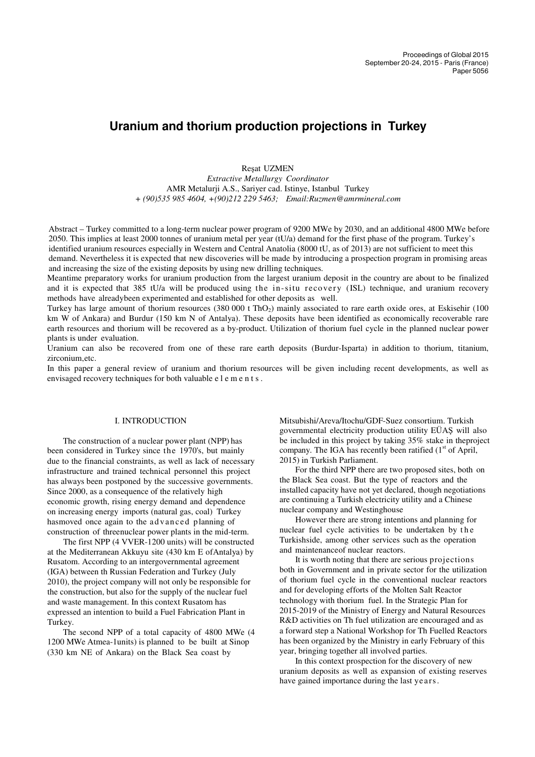# Uranium and thorium production projections in Turkey

Reşat UZMEN

*Extractive Metallurgy Coordinator*

AMR Metalurji A.S., Sariyer cad. Istinye, Istanbul Turkey

*+ (90)535 985 4604, +(90)212 229 5463; Email:Ruzmen@amrmineral.com*

Abstract – Turkey committed to a long-term nuclear power program of 9200 MWe by 2030, and an additional 4800 MWe before 2050. This implies at least 2000 tonnes of uranium metal per year (tU/a) demand for the first phase of the program. Turkey's identified uranium resources especially in Western and Central Anatolia (8000 tU, as of 2013) are not sufficient to meet this demand. Nevertheless it is expected that new discoveries will be made by introducing a prospection program in promising areas and increasing the size of the existing deposits by using new drilling techniques.

Meantime preparatory works for uranium production from the largest uranium deposit in the country are about to be finalized and it is expected that 385 tU/a will be produced using the in-situ recovery (ISL) technique, and uranium recovery methods have alreadybeen experimented and established for other deposits as well.

Turkey has large amount of thorium resources (380 000 t $ThO_2$) mainly associated to rare earth oxide ores, at Eskisehir (100 km W of Ankara) and Burdur (150 km N of Antalya). These deposits have been identified as economically recoverable rare earth resources and thorium will be recovered as a by-product. Utilization of thorium fuel cycle in the planned nuclear power plants is under evaluation.

Uranium can also be recovered from one of these rare earth deposits (Burdur-Isparta) in addition to thorium, titanium, zirconium,etc.

In this paper a general review of uranium and thorium resources will be given including recent developments, as well as envisaged recovery techniques for both valuable elements.

## I. INTRODUCTION

The construction of a nuclear power plant (NPP) has been considered in Turkey since the 1970's, but mainly due to the financial constraints, as well as lack of necessary infrastructure and trained technical personnel this project has always been postponed by the successive governments. Since 2000, as a consequence of the relatively high economic growth, rising energy demand and dependence on increasing energy imports (natural gas, coal) Turkey hasmoved once again to the advanced planning of construction of threenuclear power plants in the mid-term.

The first NPP (4 VVER-1200 units) will be constructed at the Mediterranean Akkuyu site (430 km E ofAntalya) by Rusatom. According to an intergovernmental agreement (IGA) between th Russian Federation and Turkey (July 2010), the project company will not only be responsible for the construction, but also for the supply of the nuclear fuel and waste management. In this context Rusatom has expressed an intention to build a Fuel Fabrication Plant in Turkey.

The second NPP of a total capacity of 4800 MWe (4 1200 MWe Atmea-1units) is planned to be built at Sinop (330 km NE of Ankara) on the Black Sea coast by Mitsubishi/Areva/Itochu/GDF-Suez consortium. Turkish governmental electricity production utility EÜAŞ will also be included in this project by taking 35% stake in theproject company. The IGA has recently been ratified (1st of April, 2015) in Turkish Parliament.

For the third NPP there are two proposed sites, both on the Black Sea coast. But the type of reactors and the installed capacity have not yet declared, though negotiations are continuing a Turkish electricity utility and a Chinese nuclear company and Westinghouse

However there are strong intentions and planning for nuclear fuel cycle activities to be undertaken by the Turkishside, among other services such as the operation and maintenanceof nuclear reactors.

It is worth noting that there are serious projections both in Government and in private sector for the utilization of thorium fuel cycle in the conventional nuclear reactors and for developing efforts of the Molten Salt Reactor technology with thorium fuel. In the Strategic Plan for 2015-2019 of the Ministry of Energy and Natural Resources R&D activities on Th fuel utilization are encouraged and as a forward step a National Workshop for Th Fuelled Reactors has been organized by the Ministry in early February of this year, bringing together all involved parties.

In this context prospection for the discovery of new uranium deposits as well as expansion of existing reserves have gained importance during the last years.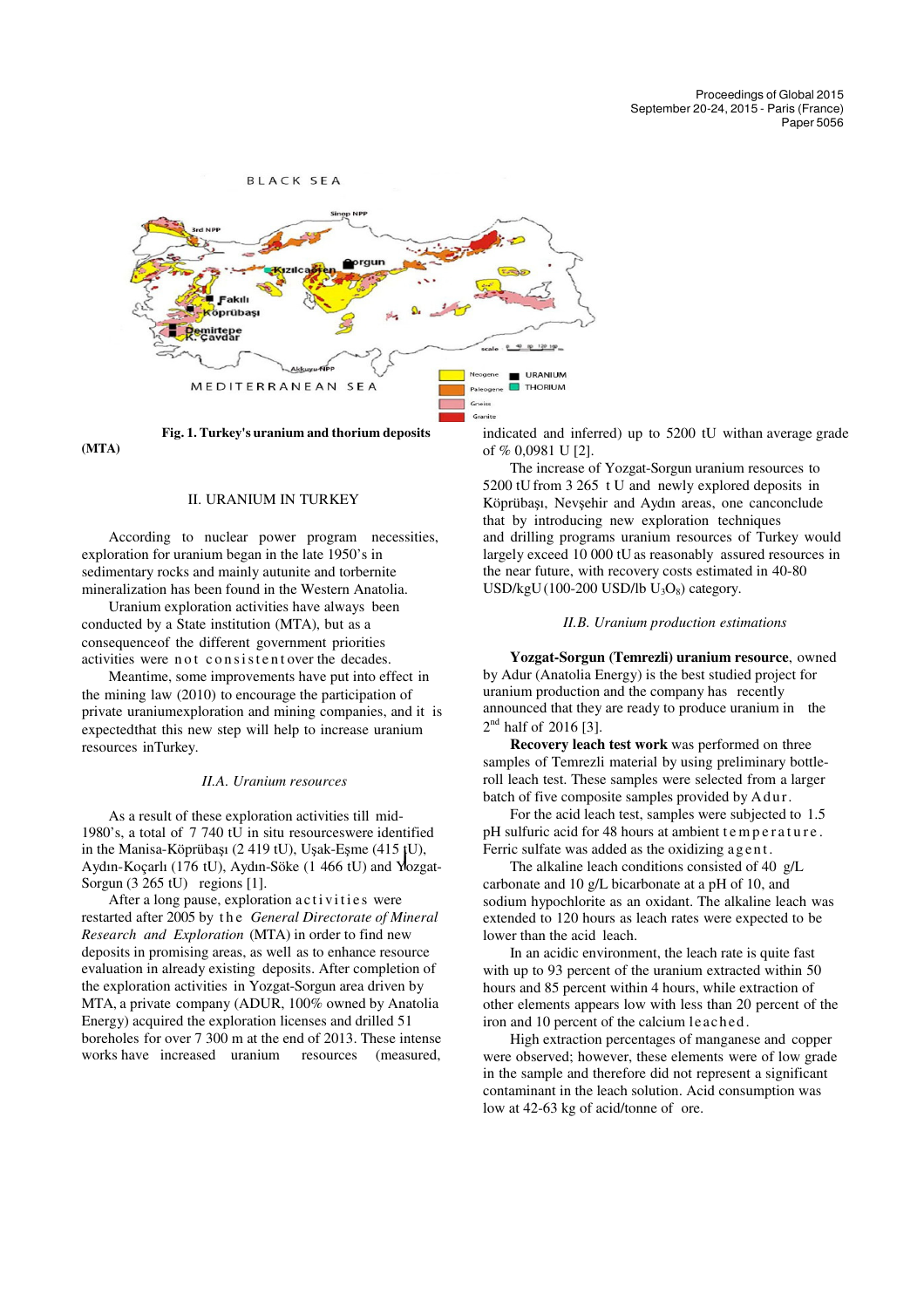Fig. 1. Turkey's uranium and thorium deposits (MTA)

## II. URANIUM IN TURKEY

According to nuclear power program necessities, exploration for uranium began in the late 1950's in sedimentary rocks and mainly autunite and torbernite mineralization has been found in the Western Anatolia.

Uranium exploration activities have always been conducted by a State institution (MTA), but as a consequenceof the different government priorities activities were not consistent over the decades.

Meantime, some improvements have put into effect in the mining law (2010) to encourage the participation of private uraniumexploration and mining companies, and it is expectedthat this new step will help to increase uranium resources inTurkey.

### II.A. Uranium resources

As a result of these exploration activities till mid-1980's, a total of 7 740 tU in situ resourceswere identified in the Manisa-Köprübaşı (2 419 tU), Uşak-Eşme (415 tU), Aydın-Koçarlı (176 tU), Aydın-Söke (1 466 tU) and Yozgat-Sorgun (3 265 tU) regions [1].

After a long pause, exploration activities were restarted after 2005 by the *General Directorate of Mineral Research and Exploration* (MTA) in order to find new deposits in promising areas, as well as to enhance resource evaluation in already existing deposits. After completion of the exploration activities in Yozgat-Sorgun area driven by MTA, a private company (ADUR, 100% owned by Anatolia Energy) acquired the exploration licenses and drilled 51 boreholes for over 7 300 m at the end of 2013. These intense works have increased uranium resources (measured, indicated and inferred) up to 5200 tU withan average grade of % 0,0981 U [2].

The increase of Yozgat-Sorgun uranium resources to 5200 tU from 3 265 t U and newly explored deposits in Köprübaşı, Nevşehir and Aydın areas, one canconclude that by introducing new exploration techniques and drilling programs uranium resources of Turkey would largely exceed 10 000 tU as reasonably assured resources in the near future, with recovery costs estimated in 40-80 USD/kgU (100-200 USD/lb $U_3O_8$) category.

### II.B. Uranium production estimations

**Yozgat-Sorgun (Temrezli) uranium resource**, owned by Adur (Anatolia Energy) is the best studied project for uranium production and the company has recently announced that they are ready to produce uranium in the 2nd half of 2016 [3].

**Recovery leach test work** was performed on three samples of Temrezli material by using preliminary bottle-roll leach test. These samples were selected from a larger batch of five composite samples provided by Adur.

For the acid leach test, samples were subjected to 1.5 pH sulfuric acid for 48 hours at ambient temperature. Ferric sulfate was added as the oxidizing agent.

The alkaline leach conditions consisted of 40 g/L carbonate and 10 g/L bicarbonate at a pH of 10, and sodium hypochlorite as an oxidant. The alkaline leach was extended to 120 hours as leach rates were expected to be lower than the acid leach.

In an acidic environment, the leach rate is quite fast with up to 93 percent of the uranium extracted within 50 hours and 85 percent within 4 hours, while extraction of other elements appears low with less than 20 percent of the iron and 10 percent of the calcium leached.

High extraction percentages of manganese and copper were observed; however, these elements were of low grade in the sample and therefore did not represent a significant contaminant in the leach solution. Acid consumption was low at 42-63 kg of acid/tonne of ore.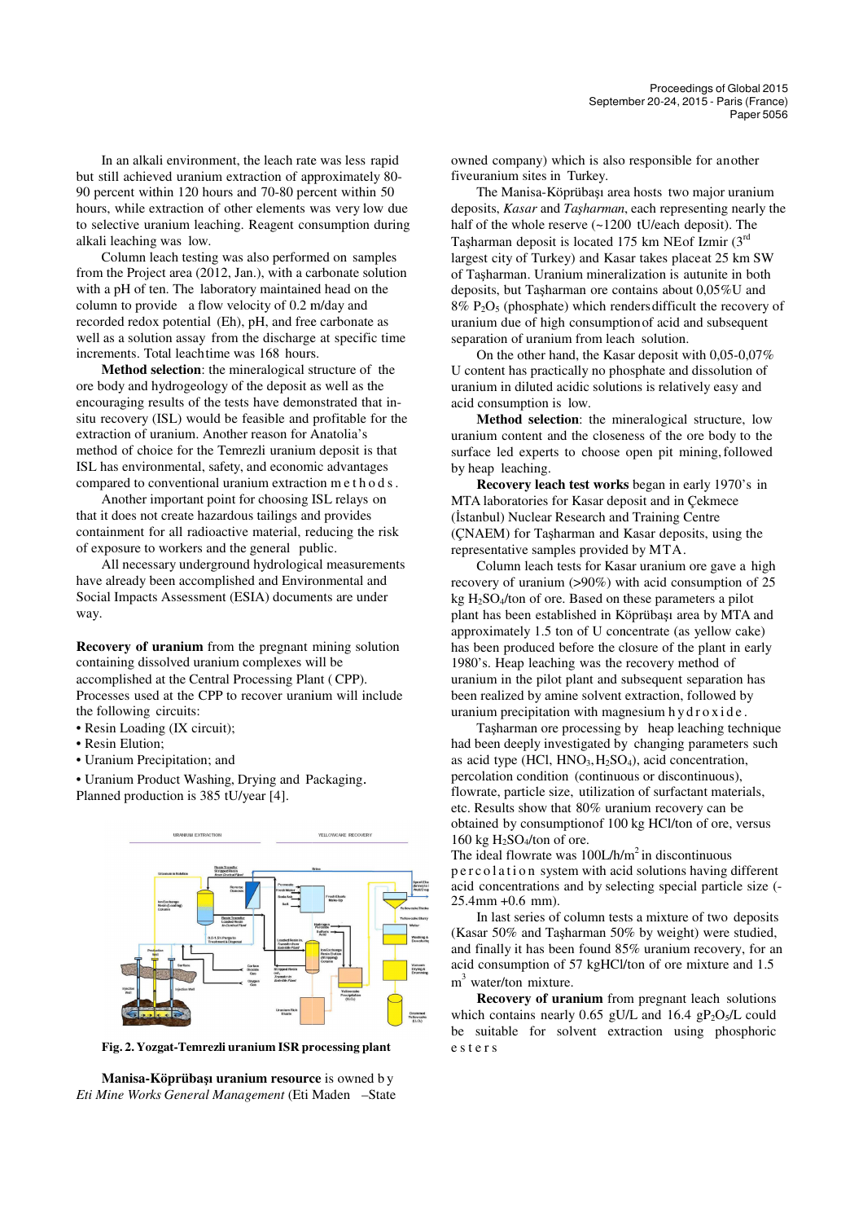In an alkali environment, the leach rate was less rapid but still achieved uranium extraction of approximately 80-90 percent within 120 hours and 70-80 percent within 50 hours, while extraction of other elements was very low due to selective uranium leaching. Reagent consumption during alkali leaching was low.

Column leach testing was also performed on samples from the Project area (2012, Jan.), with a carbonate solution with a pH of ten. The laboratory maintained head on the column to provide a flow velocity of 0.2 m/day and recorded redox potential (Eh), pH, and free carbonate as well as a solution assay from the discharge at specific time increments. Total leachtime was 168 hours.

**Method selection**: the mineralogical structure of the ore body and hydrogeology of the deposit as well as the encouraging results of the tests have demonstrated that in-situ recovery (ISL) would be feasible and profitable for the extraction of uranium. Another reason for Anatolia's method of choice for the Temrezli uranium deposit is that ISL has environmental, safety, and economic advantages compared to conventional uranium extraction methods.

Another important point for choosing ISL relays on that it does not create hazardous tailings and provides containment for all radioactive material, reducing the risk of exposure to workers and the general public.

All necessary underground hydrological measurements have already been accomplished and Environmental and Social Impacts Assessment (ESIA) documents are under way.

**Recovery of uranium** from the pregnant mining solution containing dissolved uranium complexes will be accomplished at the Central Processing Plant (CPP). Processes used at the CPP to recover uranium will include the following circuits:

- Resin Loading (IX circuit);
- Resin Elution;
- Uranium Precipitation; and
- Uranium Product Washing, Drying and Packaging.

Planned production is 385 tU/year [4].

**Fig. 2. Yozgat-Temrezli uranium ISR processing plant**

**Manisa-Köprübaşı uranium resource** is owned by *Eti Mine Works General Management* (Eti Maden –State owned company) which is also responsible for another five uranium sites in Turkey.

The Manisa-Köprübaşı area hosts two major uranium deposits, *Kasar* and *Taşharman*, each representing nearly the half of the whole reserve (~1200 tU/each deposit). The Taşharman deposit is located 175 km NE of Izmir (3rd largest city of Turkey) and Kasar takes place at 25 km SW of Taşharman. Uranium mineralization is autunite in both deposits, but Taşharman ore contains about 0,05%U and 8% $P_2O_5$ (phosphate) which renders difficult the recovery of uranium due of high consumption of acid and subsequent separation of uranium from leach solution.

On the other hand, the Kasar deposit with 0,05-0,07% U content has practically no phosphate and dissolution of uranium in diluted acidic solutions is relatively easy and acid consumption is low.

**Method selection**: the mineralogical structure, low uranium content and the closeness of the ore body to the surface led experts to choose open pit mining, followed by heap leaching.

**Recovery leach test works** began in early 1970's in MTA laboratories for Kasar deposit and in Çekmece (İstanbul) Nuclear Research and Training Centre (ÇNAEM) for Taşharman and Kasar deposits, using the representative samples provided by MTA.

Column leach tests for Kasar uranium ore gave a high recovery of uranium (>90%) with acid consumption of 25 kg $H_2SO_4$/ton of ore. Based on these parameters a pilot plant has been established in Köprübaşı area by MTA and approximately 1.5 ton of U concentrate (as yellow cake) has been produced before the closure of the plant in early 1980's. Heap leaching was the recovery method of uranium in the pilot plant and subsequent separation has been realized by amine solvent extraction, followed by uranium precipitation with magnesium hydroxide.

Taşharman ore processing by heap leaching technique had been deeply investigated by changing parameters such as acid type (HCl, $HNO_3$, $H_2SO_4$), acid concentration, percolation condition (continuous or discontinuous), flowrate, particle size, utilization of surfactant materials, etc. Results show that 80% uranium recovery can be obtained by consumption of 100 kg HCl/ton of ore, versus 160 kg $H_2SO_4$/ton of ore.

The ideal flowrate was 100L/h/m$^2$ in discontinuous percolation system with acid solutions having different acid concentrations and by selecting special particle size (-25.4mm +0.6 mm).

In last series of column tests a mixture of two deposits (Kasar 50% and Taşharman 50% by weight) were studied, and finally it has been found 85% uranium recovery, for an acid consumption of 57 kgHCl/ton of ore mixture and 1.5 m$^3$ water/ton mixture.

**Recovery of uranium** from pregnant leach solutions which contains nearly 0.65 gU/L and 16.4 g$P_2O_5$/L could be suitable for solvent extraction using phosphoric esters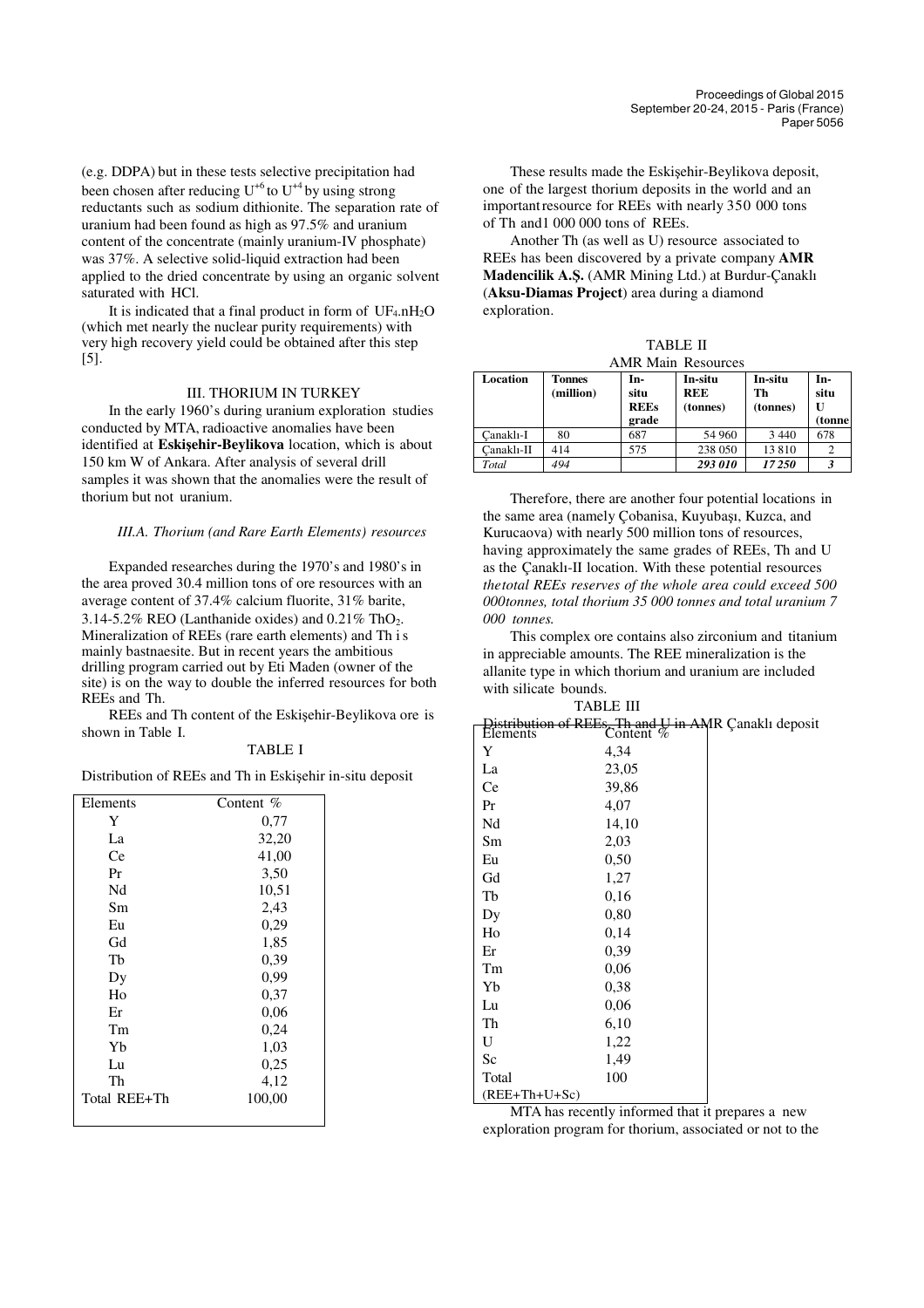(e.g. DDPA) but in these tests selective precipitation had been chosen after reducing $U^{+6}$ to $U^{+4}$ by using strong reductants such as sodium dithionite. The separation rate of uranium had been found as high as 97.5% and uranium content of the concentrate (mainly uranium-IV phosphate) was 37%. A selective solid-liquid extraction had been applied to the dried concentrate by using an organic solvent saturated with HCl.

It is indicated that a final product in form of $UF_4.nH_2O$ (which met nearly the nuclear purity requirements) with very high recovery yield could be obtained after this step [5].

## III. THORIUM IN TURKEY

In the early 1960's during uranium exploration studies conducted by MTA, radioactive anomalies have been identified at **Eskişehir-Beylikova** location, which is about 150 km W of Ankara. After analysis of several drill samples it was shown that the anomalies were the result of thorium but not uranium.

### *III.A. Thorium (and Rare Earth Elements) resources*

Expanded researches during the 1970's and 1980's in the area proved 30.4 million tons of ore resources with an average content of 37.4% calcium fluorite, 31% barite, 3.14-5.2% REO (Lanthanide oxides) and 0.21% $ThO_2$. Mineralization of REEs (rare earth elements) and Th i s mainly bastnaesite. But in recent years the ambitious drilling program carried out by Eti Maden (owner of the site) is on the way to double the inferred resources for both REEs and Th.

REEs and Th content of the Eskişehir-Beylikova ore is shown in Table I.

TABLE I

Distribution of REEs and Th in Eskişehir in-situ deposit

| Elements | Content % |
|---|---|
| Y | 0,77 |
| La | 32,20 |
| Ce | 41,00 |
| Pr | 3,50 |
| Nd | 10,51 |
| Sm | 2,43 |
| Eu | 0,29 |
| Gd | 1,85 |
| Tb | 0,39 |
| Dy | 0,99 |
| Ho | 0,37 |
| Er | 0,06 |
| Tm | 0,24 |
| Yb | 1,03 |
| Lu | 0,25 |
| Th | 4,12 |
| Total REE+Th | 100,00 |

These results made the Eskişehir-Beylikova deposit, one of the largest thorium deposits in the world and an important resource for REEs with nearly 350 000 tons of Th and 1 000 000 tons of REEs.

Another Th (as well as U) resource associated to REEs has been discovered by a private company **AMR Madencilik A.Ş.** (AMR Mining Ltd.) at Burdur-Çanaklı (**Aksu-Diamas Project**) area during a diamond exploration.

TABLE II

AMR Main Resources

| Location | Tonnes (million) | In-situ REEs grade | In-situ REE (tonnes) | In-situ Th (tonnes) | In-situ U (tonne |
|---|---|---|---|---|---|
| Çanaklı-I | 80 | 687 | 54 960 | 3 440 | 678 |
| Çanaklı-II | 414 | 575 | 238 050 | 13 810 | 2 |
| *Total* | *494* | | ***293 010*** | ***17 250*** | ***3*** |

Therefore, there are another four potential locations in the same area (namely Çobanisa, Kuyubaşı, Kuzca, and Kurucaova) with nearly 500 million tons of resources, having approximately the same grades of REEs, Th and U as the Çanaklı-II location. With these potential resources *the total REEs reserves of the whole area could exceed 500 000 tonnes, total thorium 35 000 tonnes and total uranium 7 000 tonnes.*

This complex ore contains also zirconium and titanium in appreciable amounts. The REE mineralization is the allanite type in which thorium and uranium are included with silicate bounds.

TABLE III

Distribution of REEs, Th and U in AMR Çanaklı deposit

| Elements | Content % |
|---|---|
| Y | 4,34 |
| La | 23,05 |
| Ce | 39,86 |
| Pr | 4,07 |
| Nd | 14,10 |
| Sm | 2,03 |
| Eu | 0,50 |
| Gd | 1,27 |
| Tb | 0,16 |
| Dy | 0,80 |
| Ho | 0,14 |
| Er | 0,39 |
| Tm | 0,06 |
| Yb | 0,38 |
| Lu | 0,06 |
| Th | 6,10 |
| U | 1,22 |
| Sc | 1,49 |
| Total (REE+Th+U+Sc) | 100 |

MTA has recently informed that it prepares a new exploration program for thorium, associated or not to the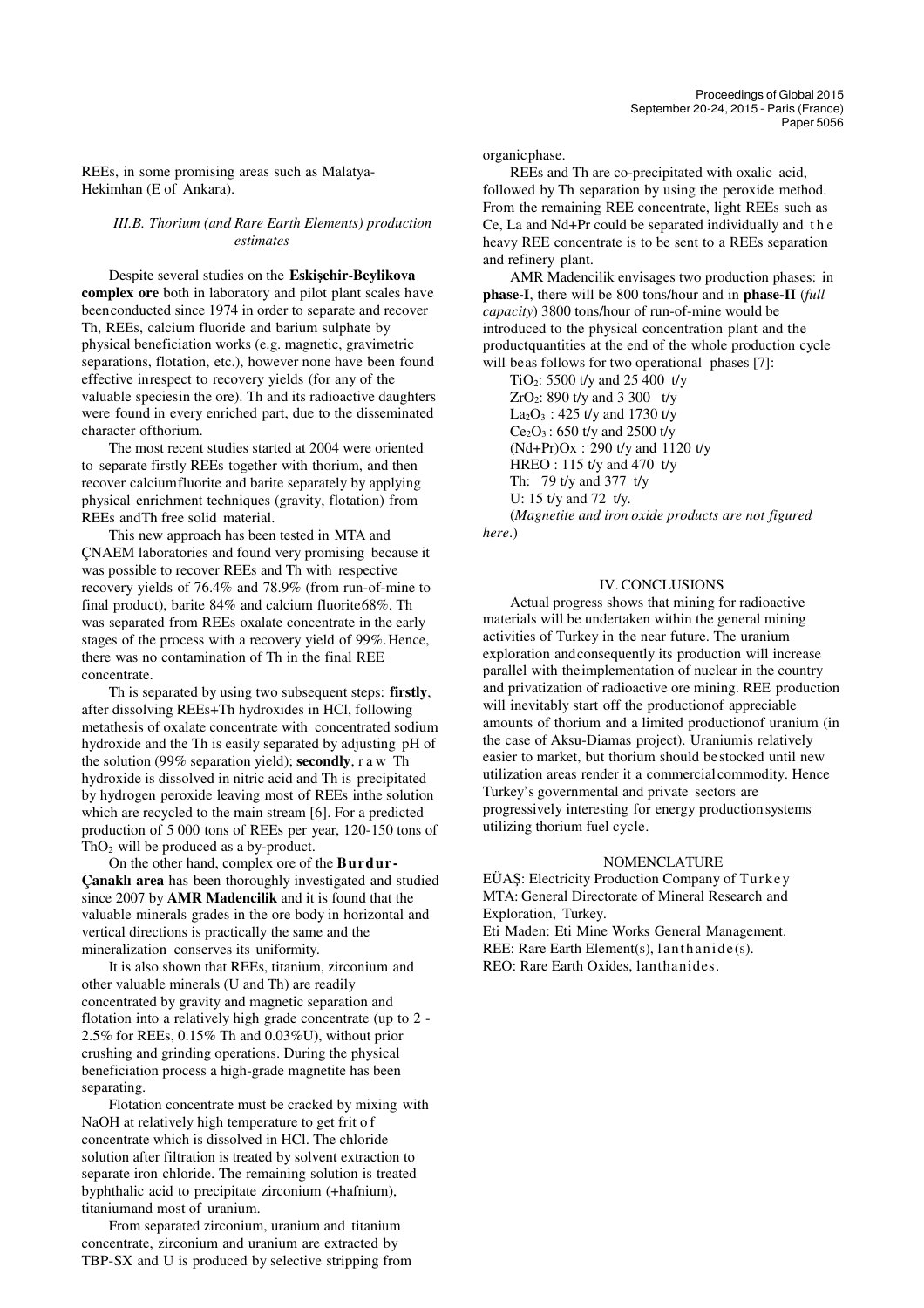REEs, in some promising areas such as Malatya-Hekimhan (E of Ankara).

### *III.B. Thorium (and Rare Earth Elements) production estimates*

Despite several studies on the **Eskişehir-Beylikova complex ore** both in laboratory and pilot plant scales have been conducted since 1974 in order to separate and recover Th, REEs, calcium fluoride and barium sulphate by physical beneficiation works (e.g. magnetic, gravimetric separations, flotation, etc.), however none have been found effective in respect to recovery yields (for any of the valuable species in the ore). Th and its radioactive daughters were found in every enriched part, due to the disseminated character of thorium.

The most recent studies started at 2004 were oriented to separate firstly REEs together with thorium, and then recover calcium fluorite and barite separately by applying physical enrichment techniques (gravity, flotation) from REEs and Th free solid material.

This new approach has been tested in MTA and ÇNAEM laboratories and found very promising because it was possible to recover REEs and Th with respective recovery yields of 76.4% and 78.9% (from run-of-mine to final product), barite 84% and calcium fluorite 68%. Th was separated from REEs oxalate concentrate in the early stages of the process with a recovery yield of 99%. Hence, there was no contamination of Th in the final REE concentrate.

Th is separated by using two subsequent steps: **firstly**, after dissolving REEs+Th hydroxides in HCl, following metathesis of oxalate concentrate with concentrated sodium hydroxide and the Th is easily separated by adjusting pH of the solution (99% separation yield); **secondly**, raw Th hydroxide is dissolved in nitric acid and Th is precipitated by hydrogen peroxide leaving most of REEs in the solution which are recycled to the main stream [6]. For a predicted production of 5 000 tons of REEs per year, 120-150 tons of $ThO_2$ will be produced as a by-product.

On the other hand, complex ore of the **Burdur-Çanaklı area** has been thoroughly investigated and studied since 2007 by **AMR Madencilik** and it is found that the valuable minerals grades in the ore body in horizontal and vertical directions is practically the same and the mineralization conserves its uniformity.

It is also shown that REEs, titanium, zirconium and other valuable minerals (U and Th) are readily concentrated by gravity and magnetic separation and flotation into a relatively high grade concentrate (up to 2 - 2.5% for REEs, 0.15% Th and 0.03%U), without prior crushing and grinding operations. During the physical beneficiation process a high-grade magnetite has been separating.

Flotation concentrate must be cracked by mixing with NaOH at relatively high temperature to get frit of concentrate which is dissolved in HCl. The chloride solution after filtration is treated by solvent extraction to separate iron chloride. The remaining solution is treated by phthalic acid to precipitate zirconium (+hafnium), titanium and most of uranium.

From separated zirconium, uranium and titanium concentrate, zirconium and uranium are extracted by TBP-SX and U is produced by selective stripping from organic phase.

REEs and Th are co-precipitated with oxalic acid, followed by Th separation by using the peroxide method. From the remaining REE concentrate, light REEs such as Ce, La and Nd+Pr could be separated individually and the heavy REE concentrate is to be sent to a REEs separation and refinery plant.

AMR Madencilik envisages two production phases: in **phase-I**, there will be 800 tons/hour and in **phase-II** (*full capacity*) 3800 tons/hour of run-of-mine would be introduced to the physical concentration plant and the product quantities at the end of the whole production cycle will be as follows for two operational phases [7]:

$TiO_2$: 5500 t/y and 25 400 t/y
$ZrO_2$: 890 t/y and 3 300 t/y
$La_2O_3$ : 425 t/y and 1730 t/y
$Ce_2O_3$ : 650 t/y and 2500 t/y
$(Nd+Pr)Ox$ : 290 t/y and 1120 t/y
HREO : 115 t/y and 470 t/y
Th: 79 t/y and 377 t/y
U: 15 t/y and 72 t/y.

(*Magnetite and iron oxide products are not figured here*.)

## IV. CONCLUSIONS

Actual progress shows that mining for radioactive materials will be undertaken within the general mining activities of Turkey in the near future. The uranium exploration and consequently its production will increase parallel with the implementation of nuclear in the country and privatization of radioactive ore mining. REE production will inevitably start off the production of appreciable amounts of thorium and a limited production of uranium (in the case of Aksu-Diamas project). Uranium is relatively easier to market, but thorium should be stocked until new utilization areas render it a commercial commodity. Hence Turkey's governmental and private sectors are progressively interesting for energy production systems utilizing thorium fuel cycle.

## NOMENCLATURE

EÜAŞ: Electricity Production Company of Turkey
MTA: General Directorate of Mineral Research and Exploration, Turkey.
Eti Maden: Eti Mine Works General Management.
REE: Rare Earth Element(s), lanthanide(s).
REO: Rare Earth Oxides, lanthanides.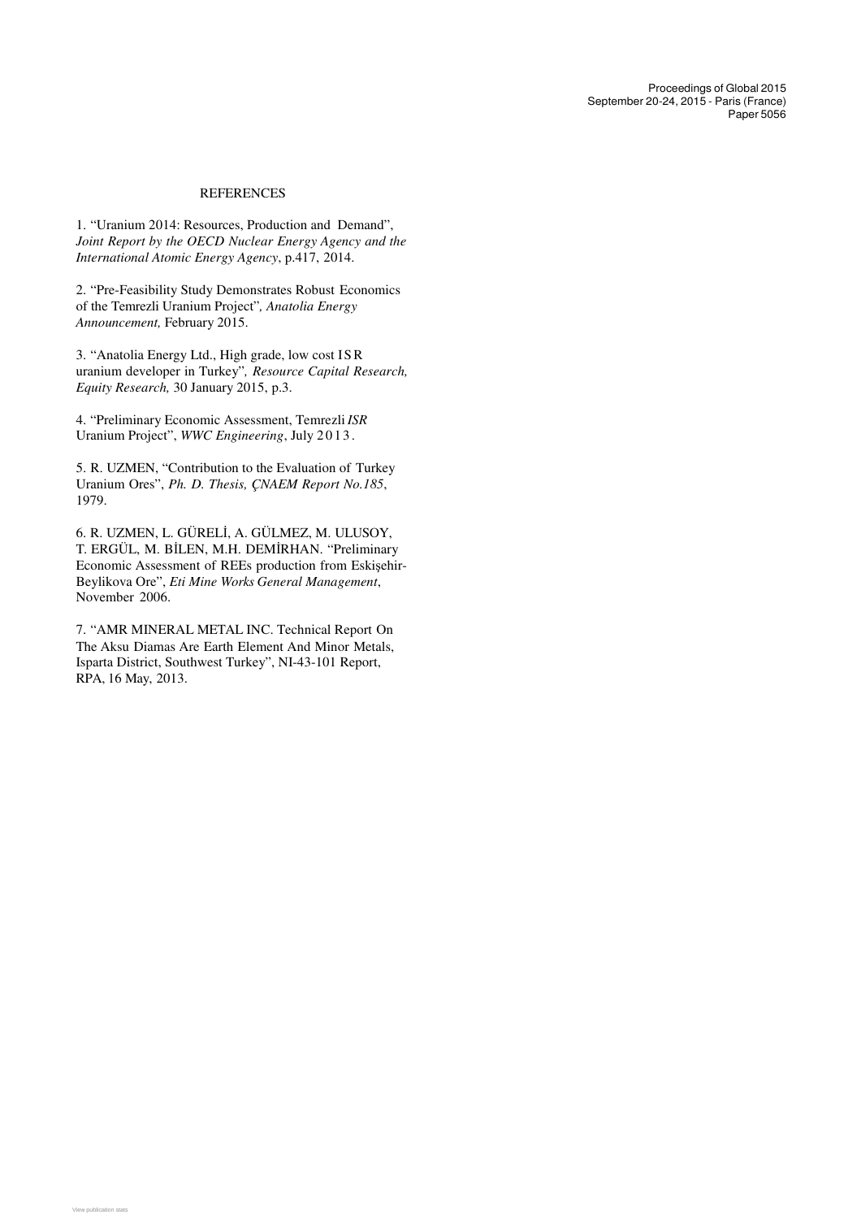## REFERENCES

1. "Uranium 2014: Resources, Production and Demand", *Joint Report by the OECD Nuclear Energy Agency and the International Atomic Energy Agency*, p.417, 2014.

2. "Pre-Feasibility Study Demonstrates Robust Economics of the Temrezli Uranium Project"*, Anatolia Energy Announcement,* February 2015.

3. "Anatolia Energy Ltd., High grade, low cost ISR uranium developer in Turkey"*, Resource Capital Research, Equity Research,* 30 January 2015, p.3.

4. "Preliminary Economic Assessment, Temrezli *ISR* Uranium Project", *WWC Engineering*, July 2013.

5. R. UZMEN, "Contribution to the Evaluation of Turkey Uranium Ores", *Ph. D. Thesis, ÇNAEM Report No.185*, 1979.

6. R. UZMEN, L. GÜRELİ, A. GÜLMEZ, M. ULUSOY, T. ERGÜL, M. BİLEN, M.H. DEMİRHAN. "Preliminary Economic Assessment of REEs production from Eskişehir-Beylikova Ore", *Eti Mine Works General Management*, November 2006.

7. "AMR MINERAL METAL INC. Technical Report On The Aksu Diamas Are Earth Element And Minor Metals, Isparta District, Southwest Turkey", NI-43-101 Report, RPA, 16 May, 2013.